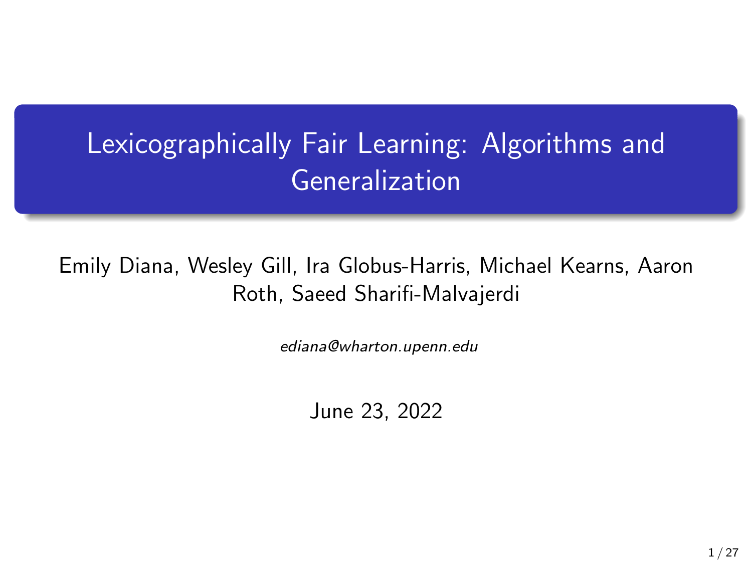# Lexicographically Fair Learning: Algorithms and Generalization

Emily Diana, Wesley Gill, Ira Globus-Harris, Michael Kearns, Aaron Roth, Saeed Sharifi-Malvajerdi

*ediana@wharton.upenn.edu*

June 23, 2022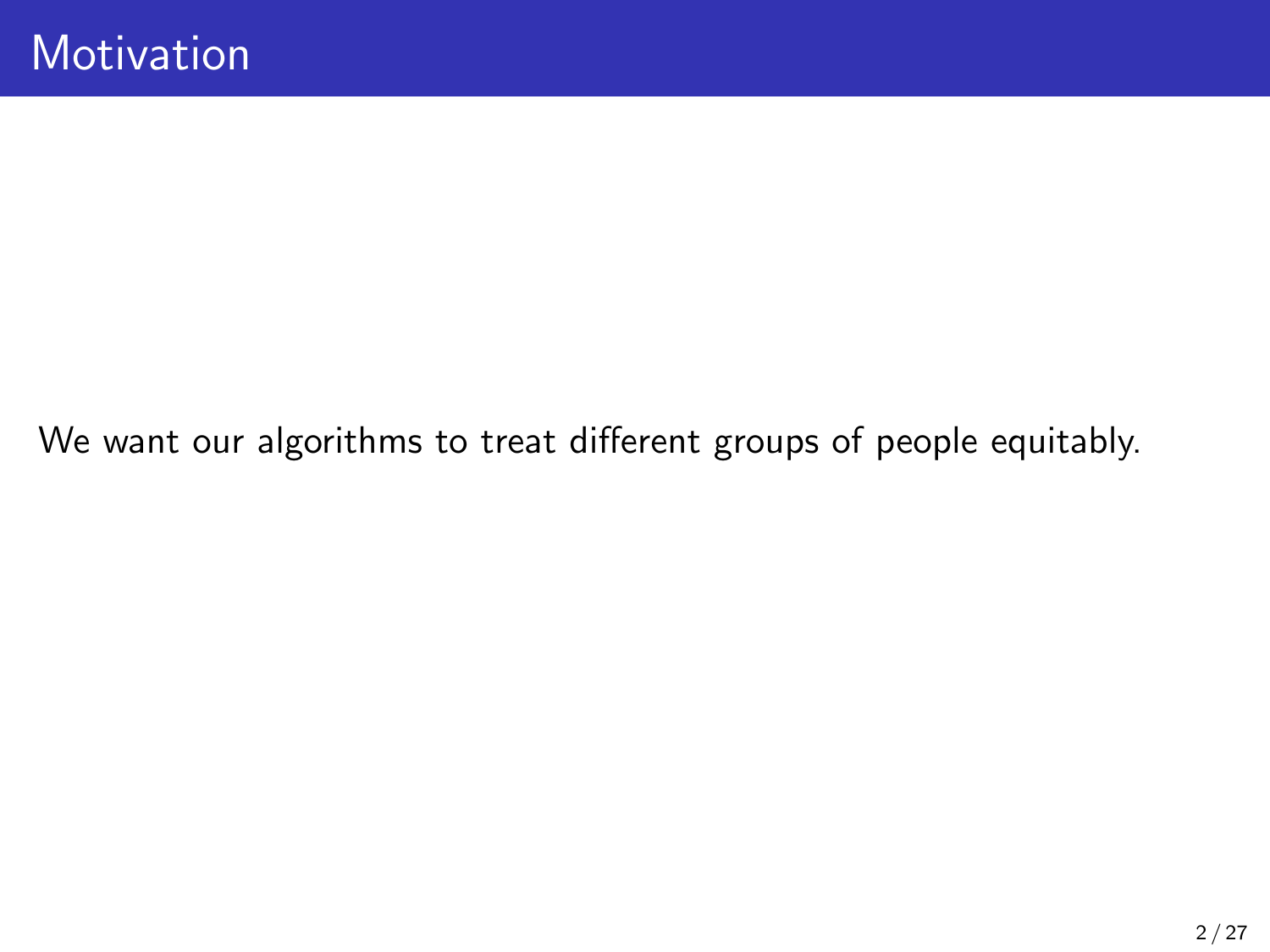# Motivation

We want our algorithms to treat different groups of people equitably.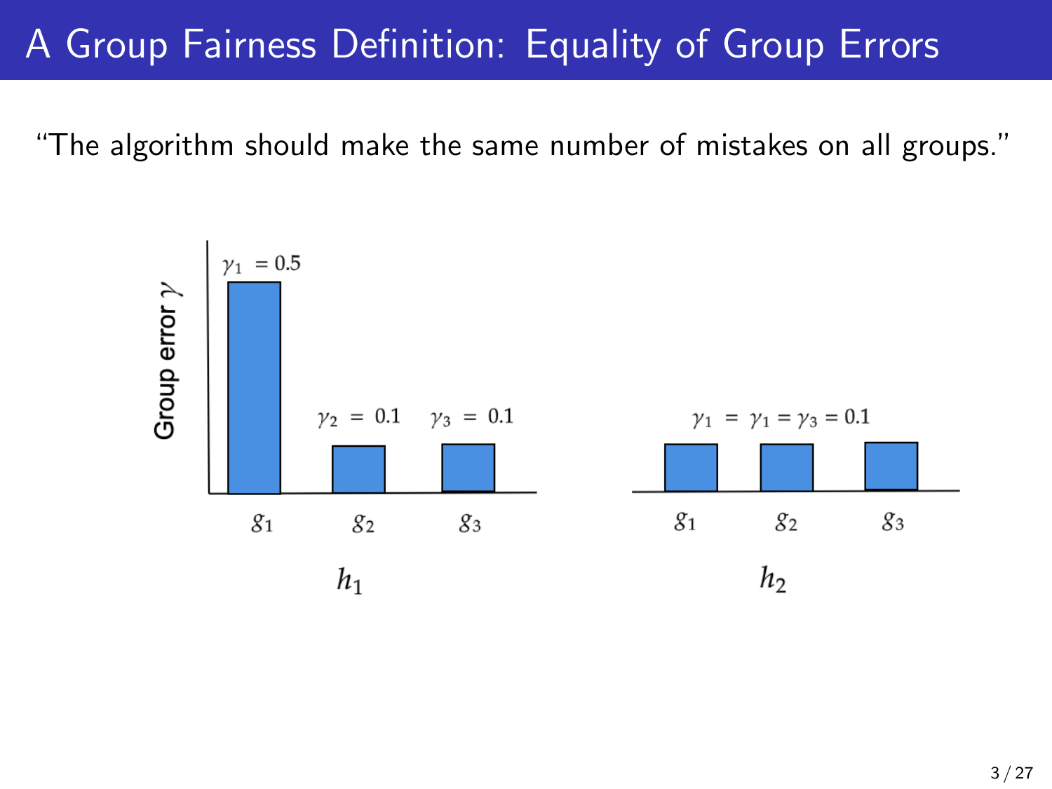# A Group Fairness Definition: Equality of Group Errors

"The algorithm should make the same number of mistakes on all groups."

Group error $\gamma$

$\gamma_1 = 0.5$ $\gamma_2 = 0.1$ $\gamma_3 = 0.1$

$g_1$ $g_2$ $g_3$

$h_1$

$\gamma_1 = \gamma_1 = \gamma_3 = 0.1$

$g_1$ $g_2$ $g_3$

$h_2$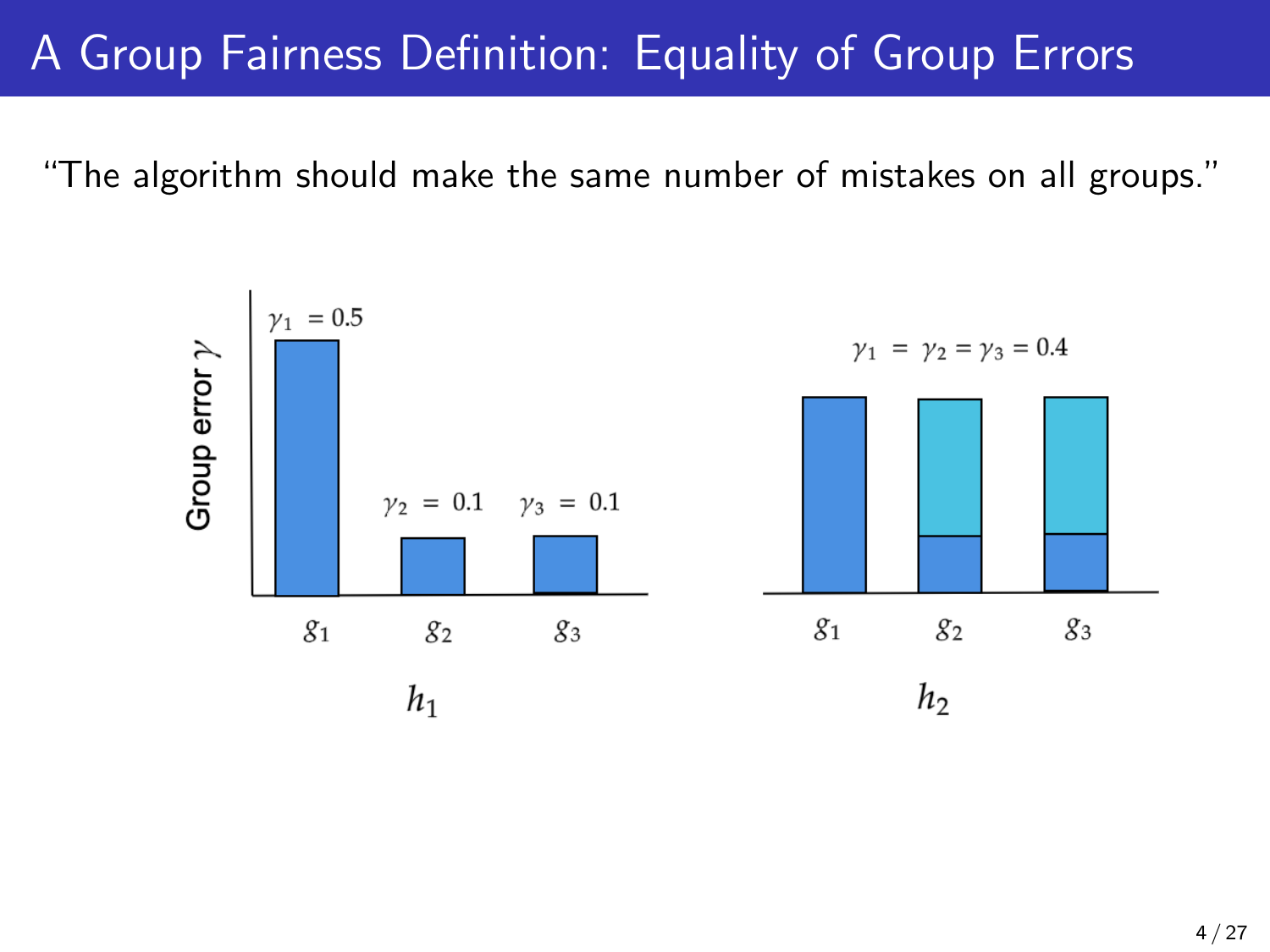# A Group Fairness Definition: Equality of Group Errors

"The algorithm should make the same number of mistakes on all groups."

Group error $\gamma$

$\gamma_1 = 0.5$ $\gamma_2 = 0.1$ $\gamma_3 = 0.1$

$g_1$ $g_2$ $g_3$

$h_1$

$\gamma_1 = \gamma_2 = \gamma_3 = 0.4$

$g_1$ $g_2$ $g_3$

$h_2$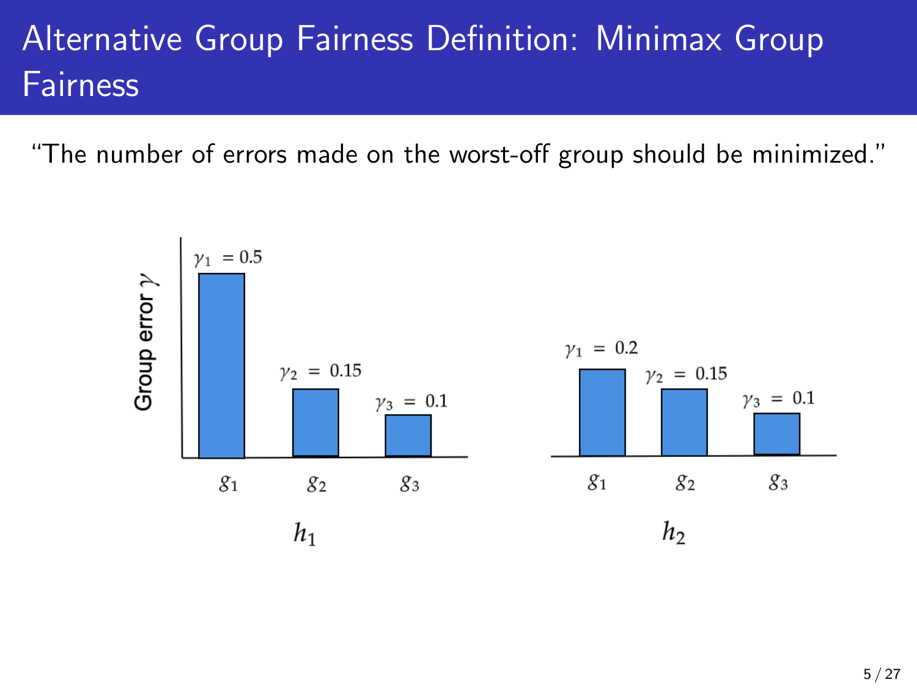# Alternative Group Fairness Definition: Minimax Group Fairness

"The number of errors made on the worst-off group should be minimized."

Group error $\gamma$

$\gamma_1 = 0.5$ $\gamma_2 = 0.15$ $\gamma_3 = 0.1$

$g_1$ $g_2$ $g_3$

$h_1$

$\gamma_1 = 0.2$ $\gamma_2 = 0.15$ $\gamma_3 = 0.1$

$g_1$ $g_2$ $g_3$

$h_2$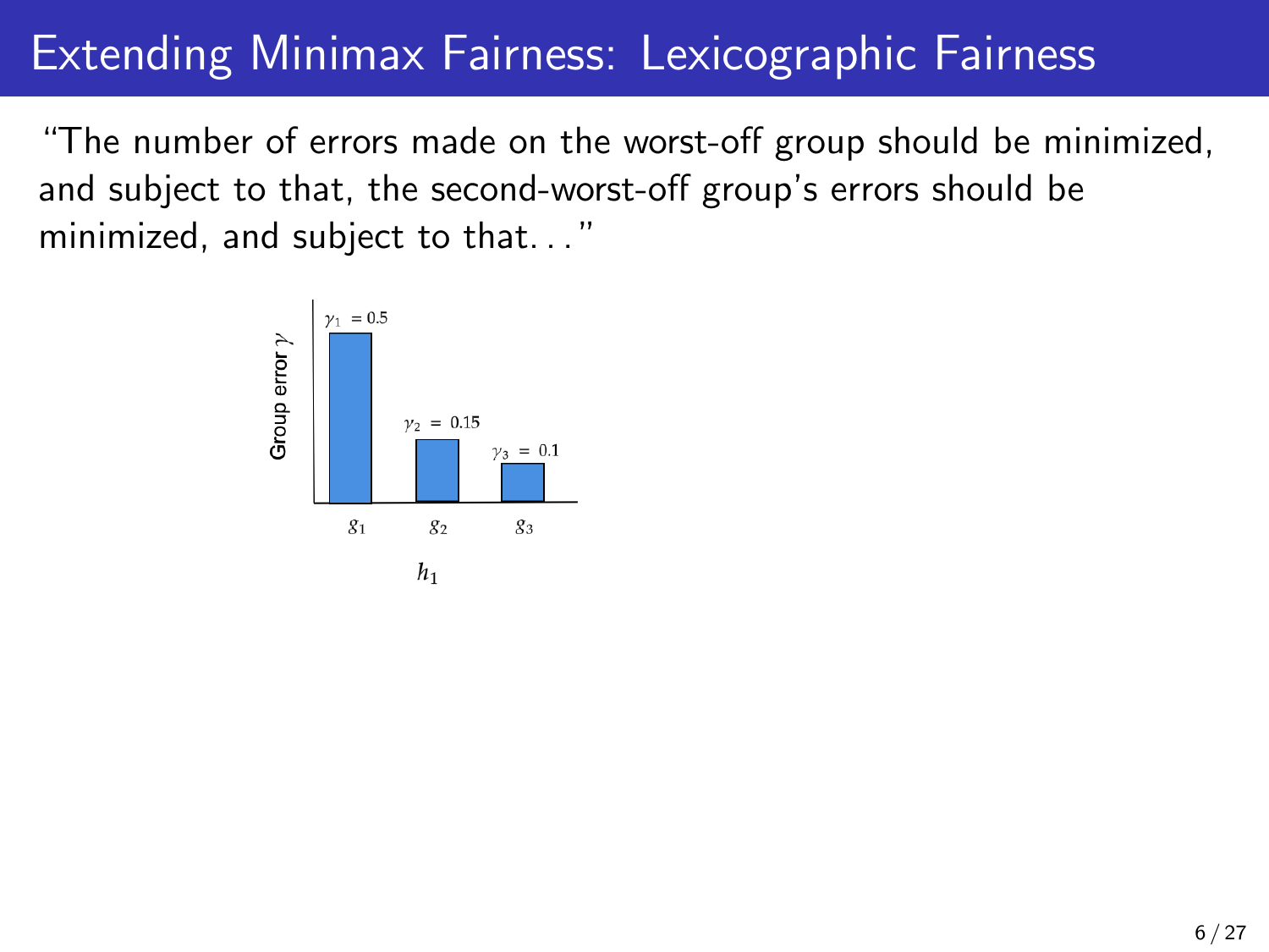# Extending Minimax Fairness: Lexicographic Fairness

"The number of errors made on the worst-off group should be minimized, and subject to that, the second-worst-off group's errors should be minimized, and subject to that. . . "

Group error $\gamma$

$\gamma_1 = 0.5$

$\gamma_2 = 0.15$

$\gamma_3 = 0.1$

$g_1$ $g_2$ $g_3$

$h_1$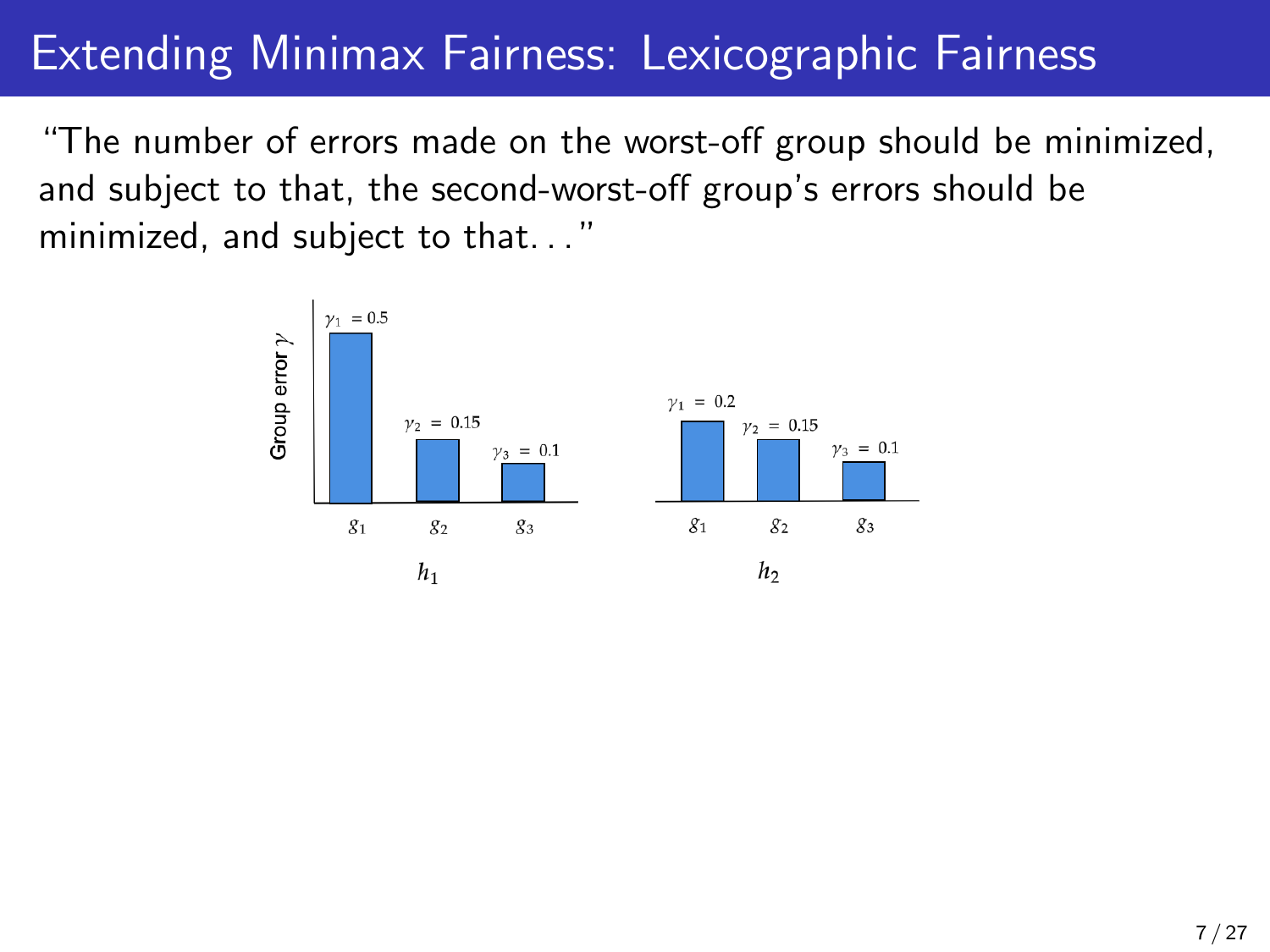# Extending Minimax Fairness: Lexicographic Fairness

"The number of errors made on the worst-off group should be minimized, and subject to that, the second-worst-off group's errors should be minimized, and subject to that..."

Group error $\gamma$

$\gamma_1 = 0.5$, $\gamma_2 = 0.15$, $\gamma_3 = 0.1$

$g_1$ $g_2$ $g_3$

$h_1$

$\gamma_1 = 0.2$, $\gamma_2 = 0.15$, $\gamma_3 = 0.1$

$g_1$ $g_2$ $g_3$

$h_2$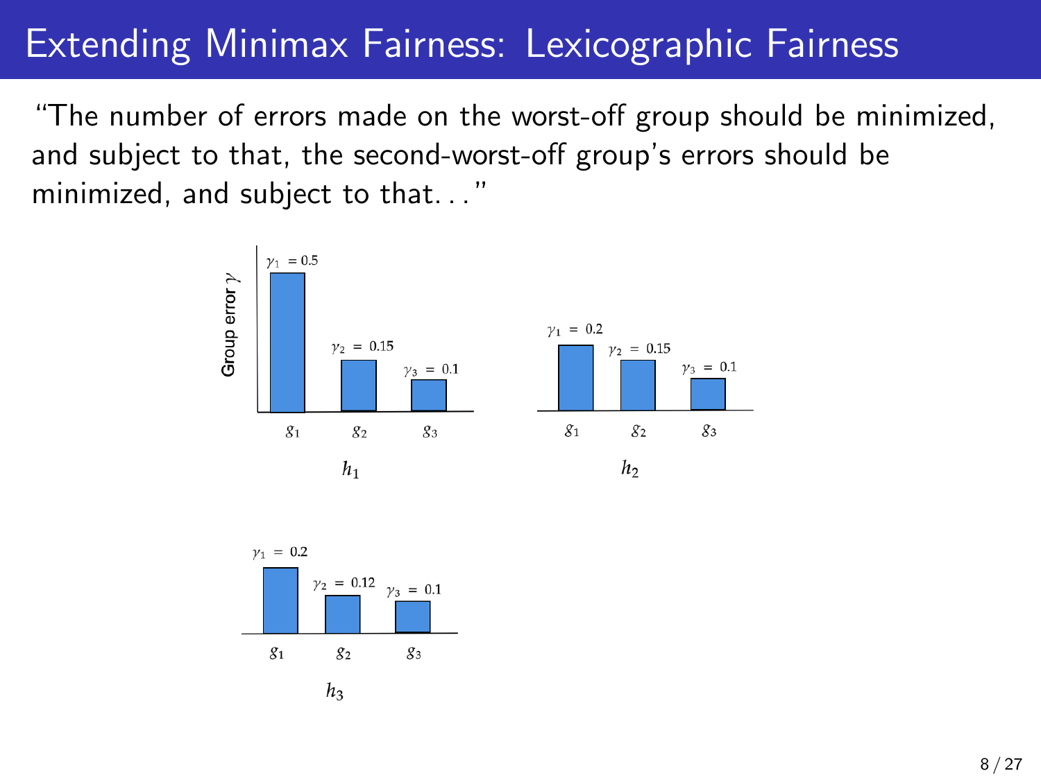# Extending Minimax Fairness: Lexicographic Fairness

"The number of errors made on the worst-off group should be minimized, and subject to that, the second-worst-off group's errors should be minimized, and subject to that..."

Group error $\gamma$

$\gamma_1 = 0.5$, $\gamma_2 = 0.15$, $\gamma_3 = 0.1$

$g_1$ $g_2$ $g_3$

$h_1$

$\gamma_1 = 0.2$, $\gamma_2 = 0.15$, $\gamma_3 = 0.1$

$g_1$ $g_2$ $g_3$

$h_2$

$\gamma_1 = 0.2$, $\gamma_2 = 0.12$, $\gamma_3 = 0.1$

$g_1$ $g_2$ $g_3$

$h_3$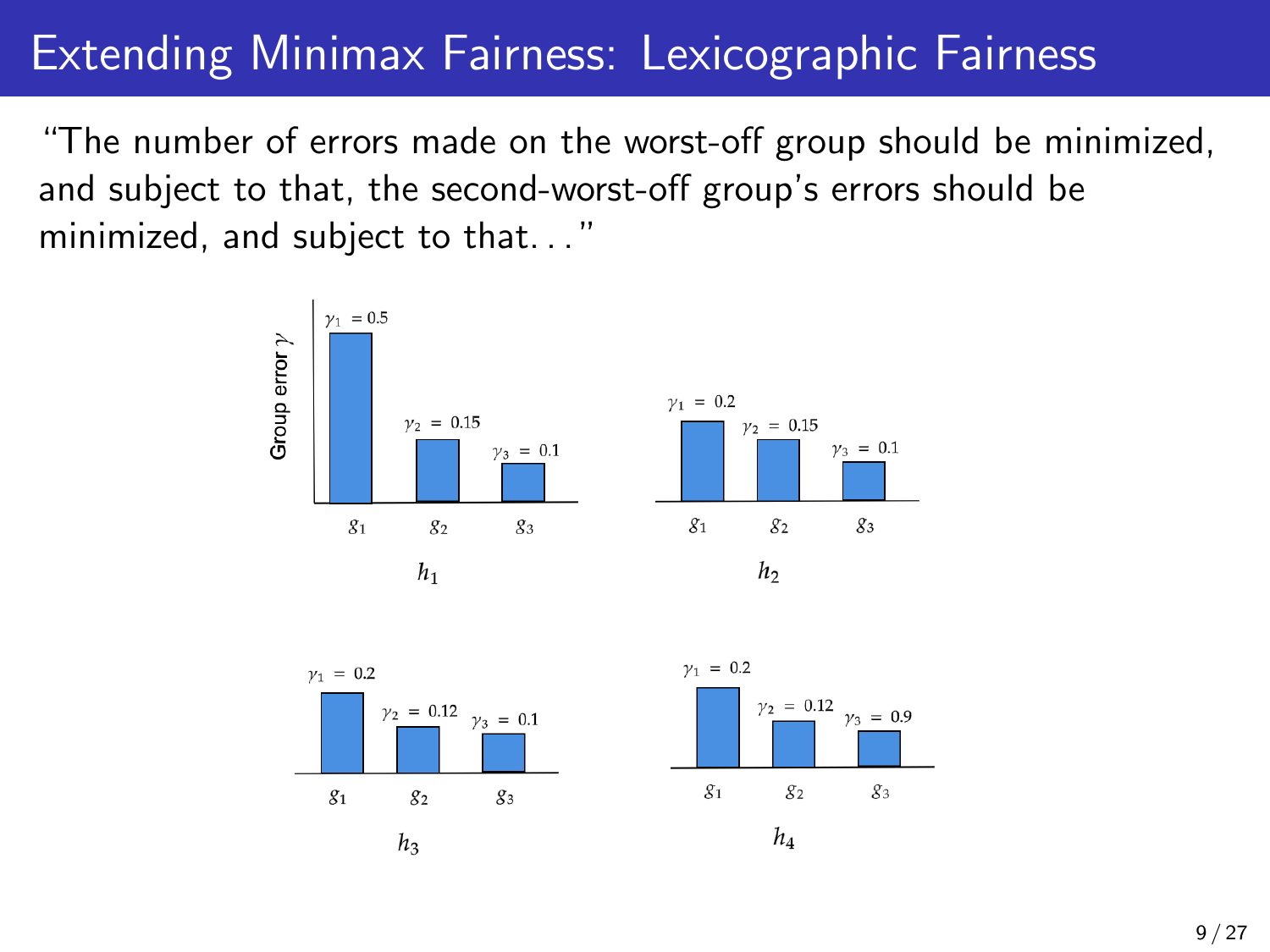# Extending Minimax Fairness: Lexicographic Fairness

"The number of errors made on the worst-off group should be minimized, and subject to that, the second-worst-off group's errors should be minimized, and subject to that..."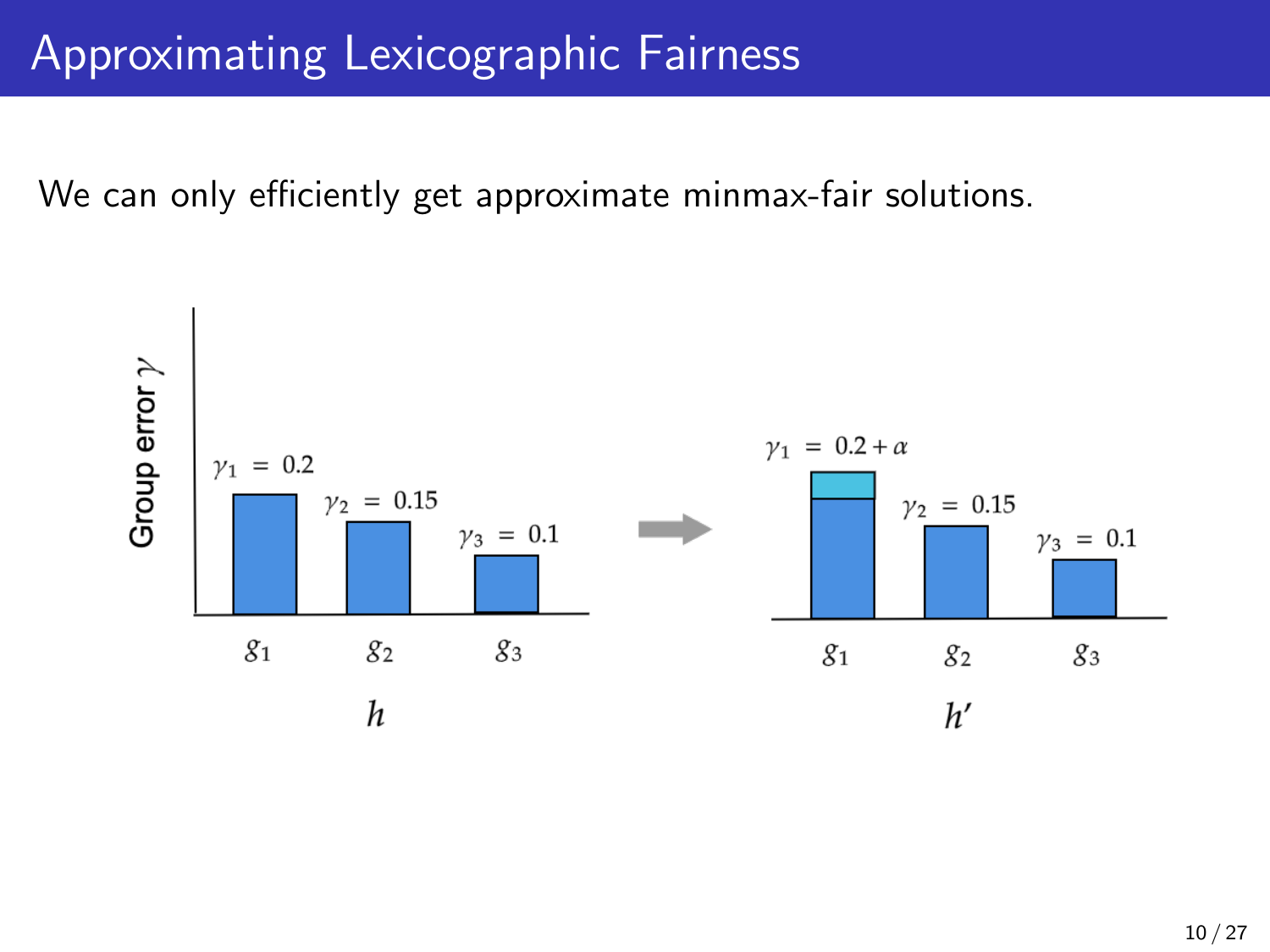# Approximating Lexicographic Fairness

We can only efficiently get approximate minmax-fair solutions.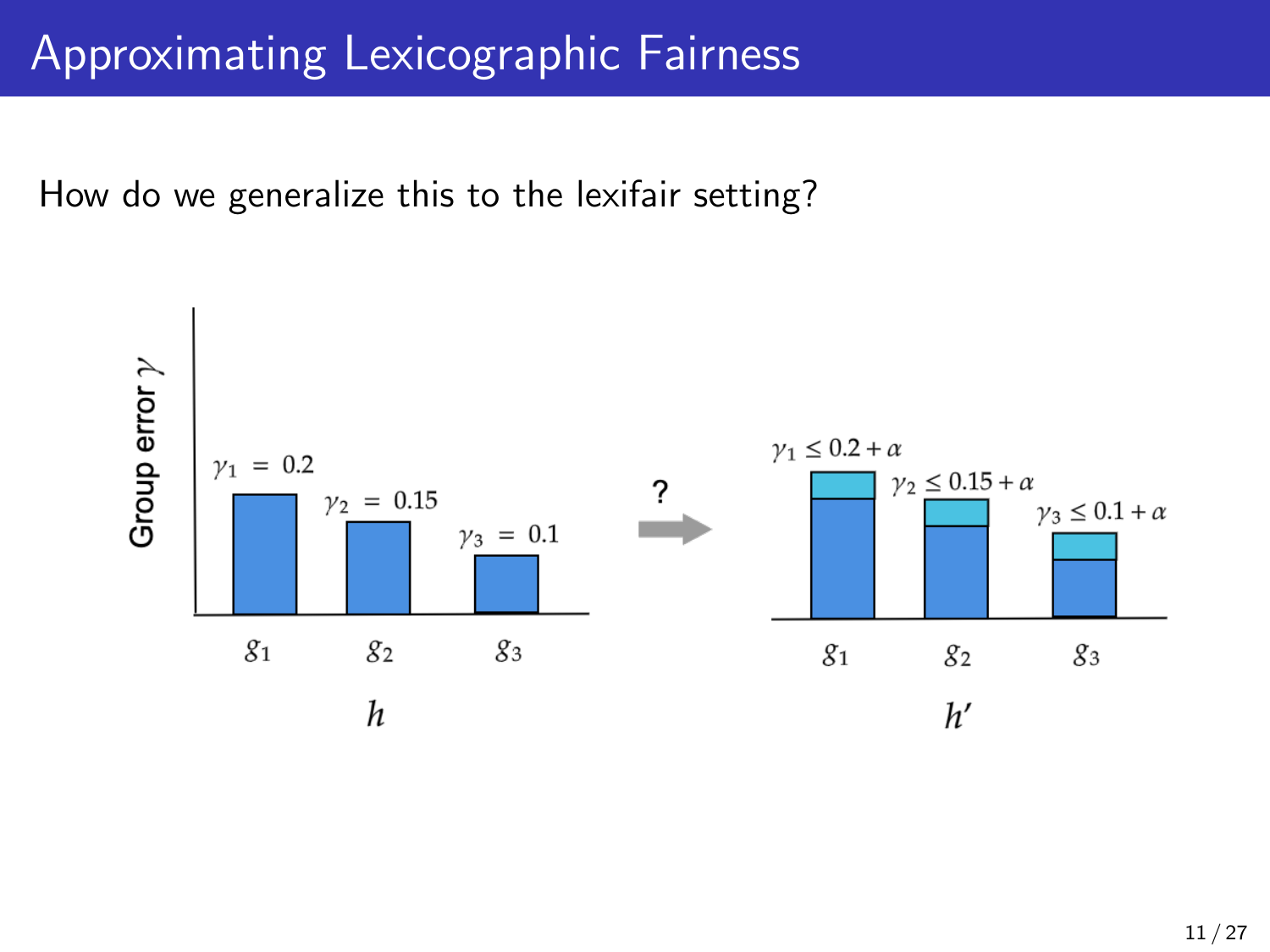# Approximating Lexicographic Fairness

How do we generalize this to the lexifair setting?

Group error $\gamma$

$\gamma_1 = 0.2$ $\gamma_2 = 0.15$ $\gamma_3 = 0.1$

$g_1$ $g_2$ $g_3$

$h$

?

$\gamma_1 \leq 0.2 + \alpha$ $\gamma_2 \leq 0.15 + \alpha$ $\gamma_3 \leq 0.1 + \alpha$

$g_1$ $g_2$ $g_3$

$h'$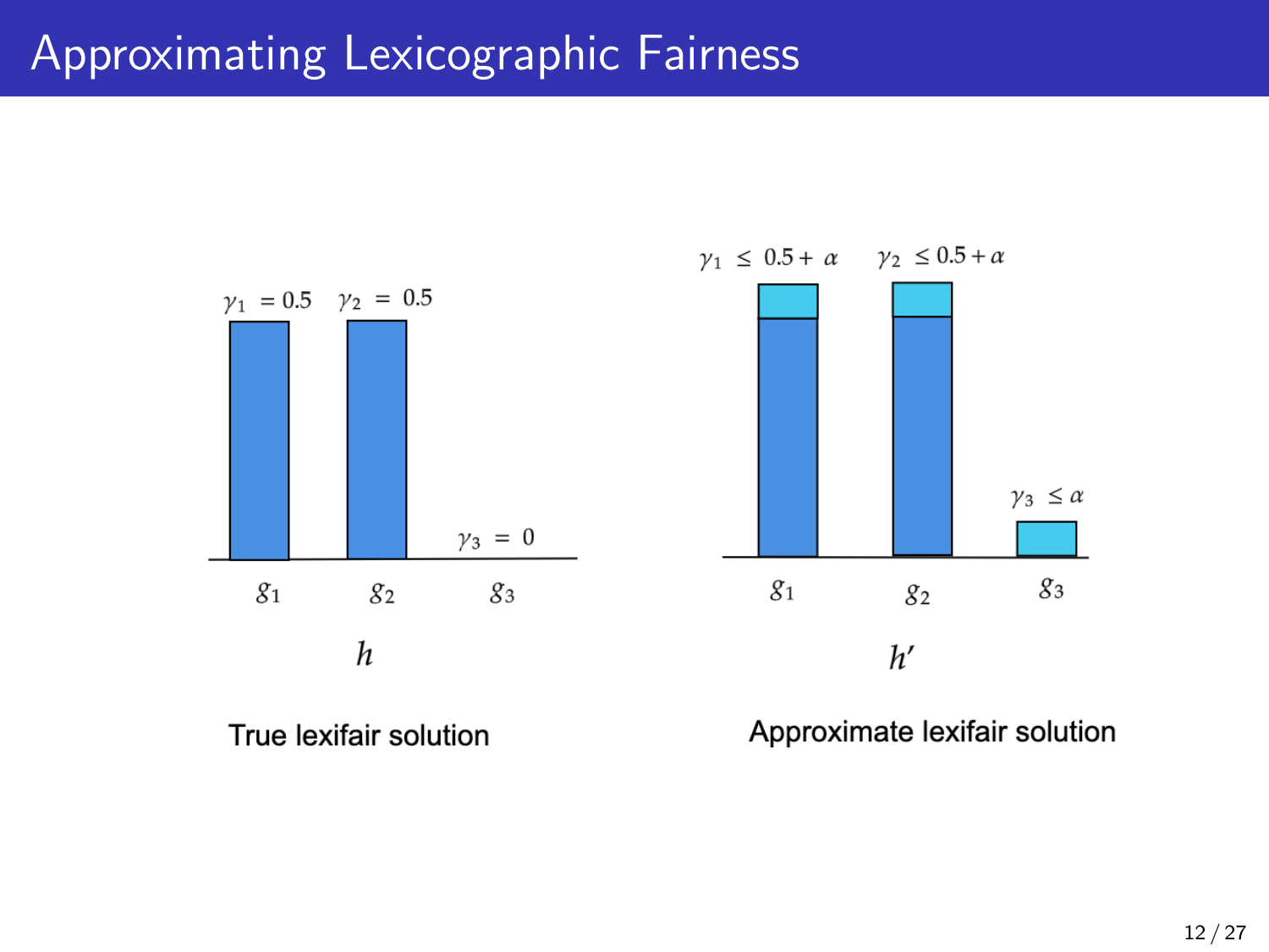# Approximating Lexicographic Fairness

$\gamma_1 = 0.5$ $\gamma_2 = 0.5$ $\gamma_3 = 0$

$g_1$ $g_2$ $g_3$

$h$

True lexifair solution

$\gamma_1 \leq 0.5 + \alpha$ $\gamma_2 \leq 0.5 + \alpha$ $\gamma_3 \leq \alpha$

$g_1$ $g_2$ $g_3$

$h'$

Approximate lexifair solution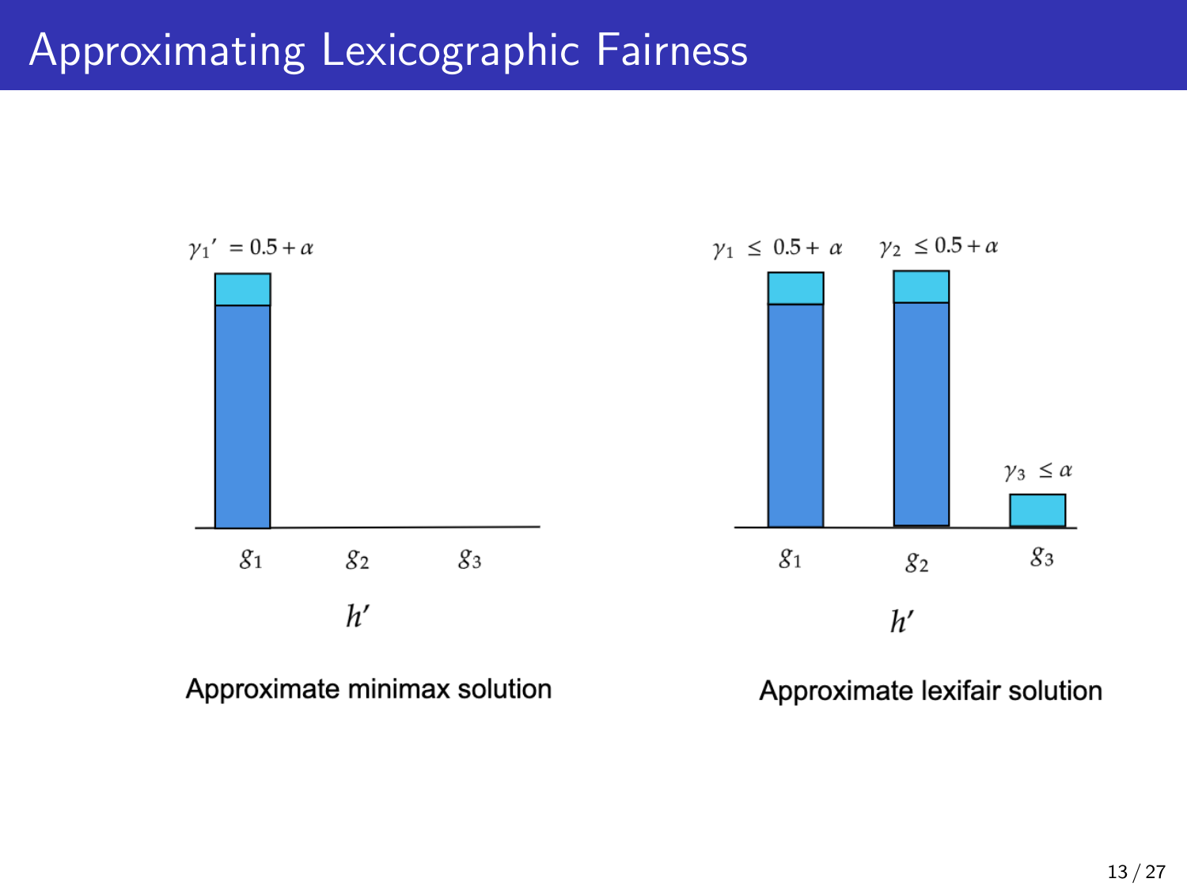# Approximating Lexicographic Fairness

$\gamma_1{}' = 0.5 + \alpha$

$g_1$ $g_2$ $g_3$

$h'$

Approximate minimax solution

$\gamma_1 \leq 0.5 + \alpha$ $\gamma_2 \leq 0.5 + \alpha$

$\gamma_3 \leq \alpha$

$g_1$ $g_2$ $g_3$

$h'$

Approximate lexifair solution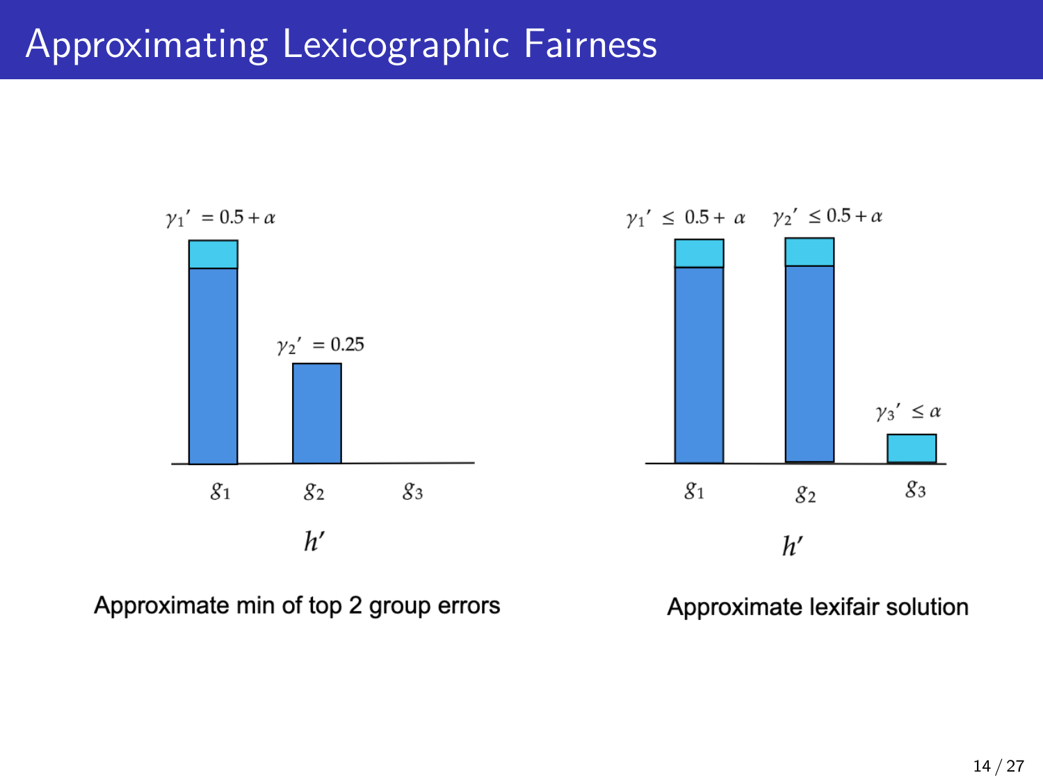# Approximating Lexicographic Fairness

$\gamma_1{}' = 0.5 + \alpha$

$\gamma_2{}' = 0.25$

$g_1$ $g_2$ $g_3$

$h'$

Approximate min of top 2 group errors

$\gamma_1{}' \leq 0.5 + \alpha$ $\gamma_2{}' \leq 0.5 + \alpha$

$\gamma_3{}' \leq \alpha$

$g_1$ $g_2$ $g_3$

$h'$

Approximate lexifair solution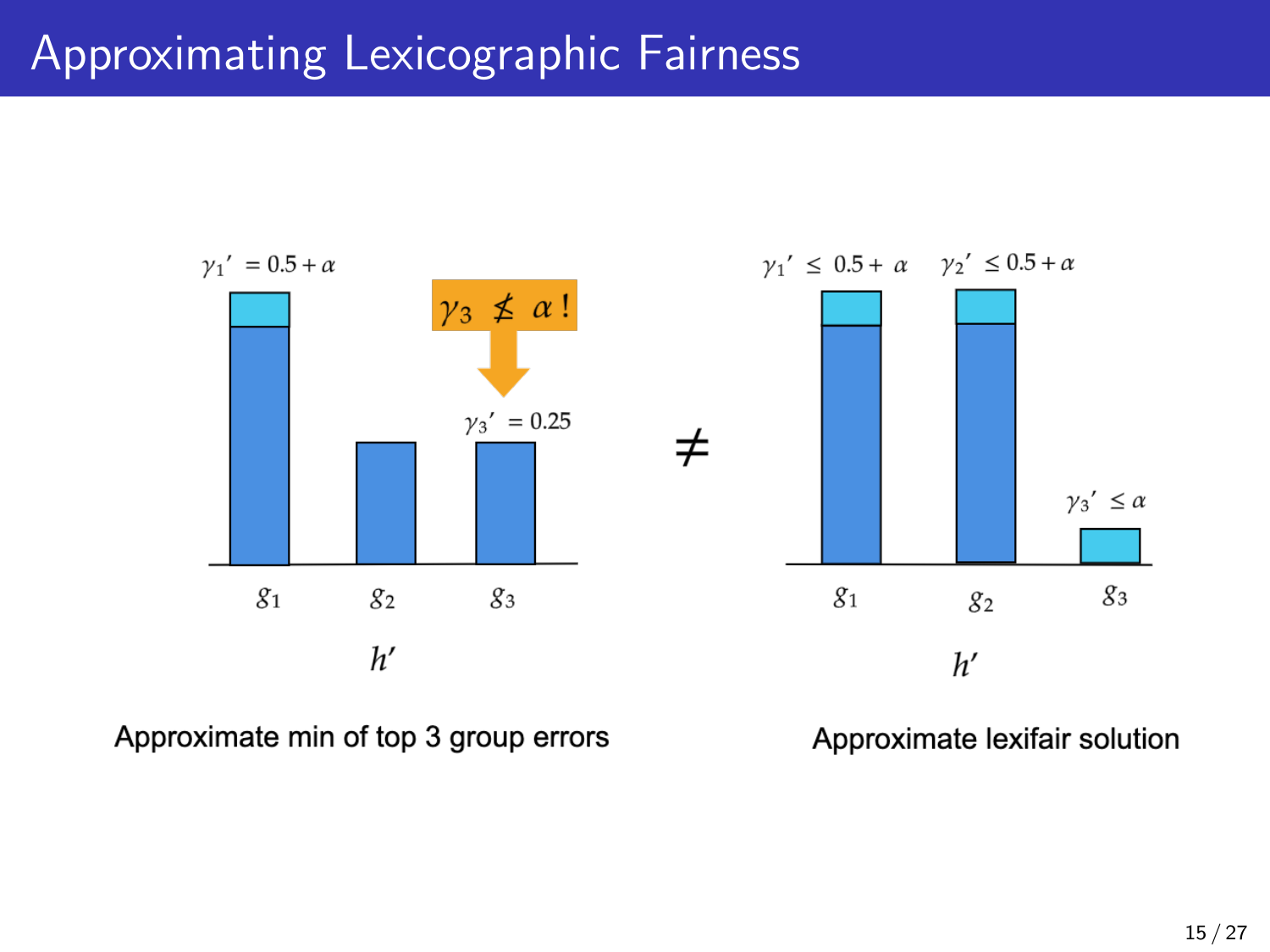# Approximating Lexicographic Fairness

$\gamma_1{}' = 0.5 + \alpha$

$\gamma_3 \not\leq \alpha\,!$

$\gamma_3{}' = 0.25$

$g_1$ $g_2$ $g_3$

$h'$

$\neq$

$\gamma_1{}' \leq 0.5 + \alpha$ $\gamma_2{}' \leq 0.5 + \alpha$

$\gamma_3{}' \leq \alpha$

$g_1$ $g_2$ $g_3$

$h'$

Approximate min of top 3 group errors

Approximate lexifair solution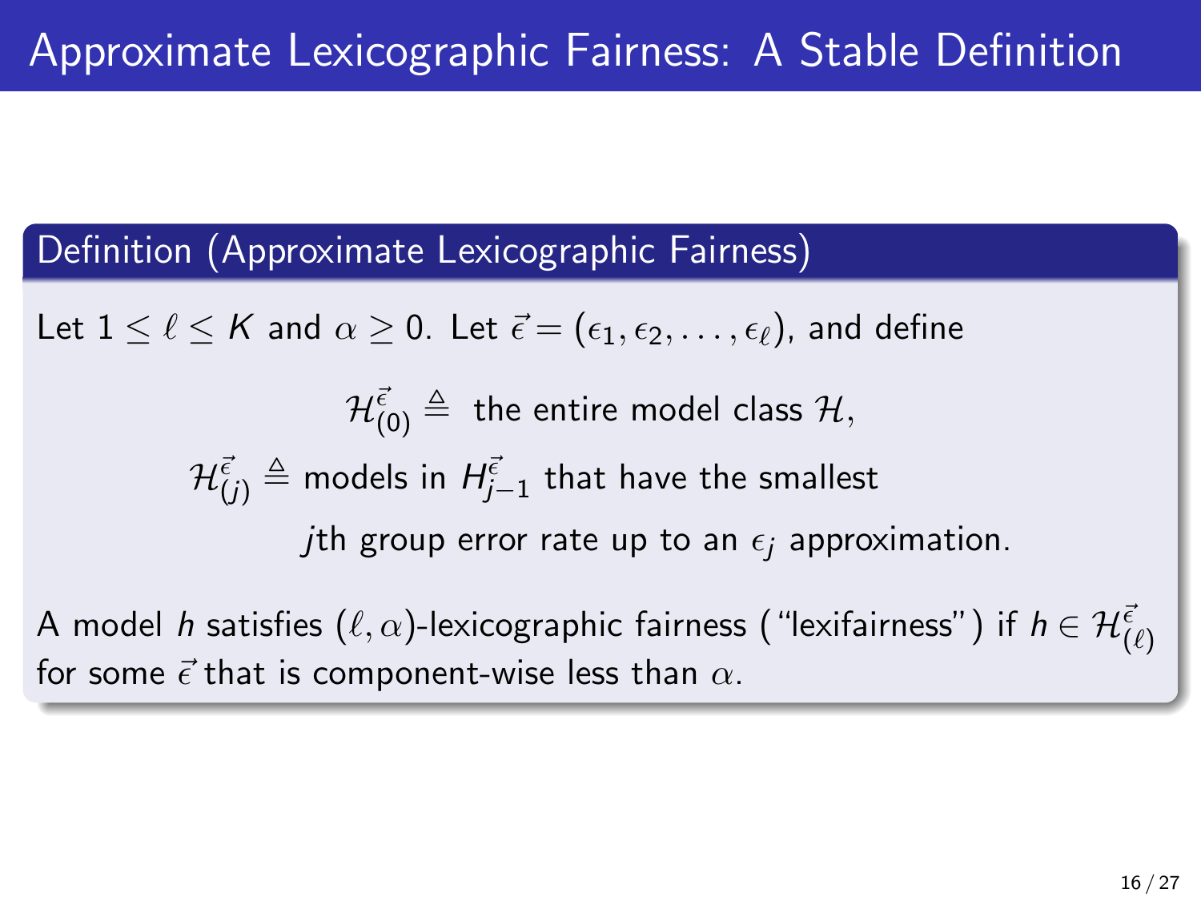# Approximate Lexicographic Fairness: A Stable Definition

**Definition (Approximate Lexicographic Fairness)**

Let $1 \leq \ell \leq K$ and $\alpha \geq 0$. Let $\vec{\epsilon} = (\epsilon_1, \epsilon_2, \ldots, \epsilon_\ell)$, and define

$$\mathcal{H}^{\vec{\epsilon}}_{(0)} \triangleq \text{ the entire model class } \mathcal{H},$$

$$\mathcal{H}^{\vec{\epsilon}}_{(j)} \triangleq \text{models in } H^{\vec{\epsilon}}_{j-1} \text{ that have the smallest}$$
$$j\text{th group error rate up to an } \epsilon_j \text{ approximation.}$$

A model $h$ satisfies $(\ell, \alpha)$-lexicographic fairness ("lexifairness") if $h \in \mathcal{H}^{\vec{\epsilon}}_{(\ell)}$ for some $\vec{\epsilon}$ that is component-wise less than $\alpha$.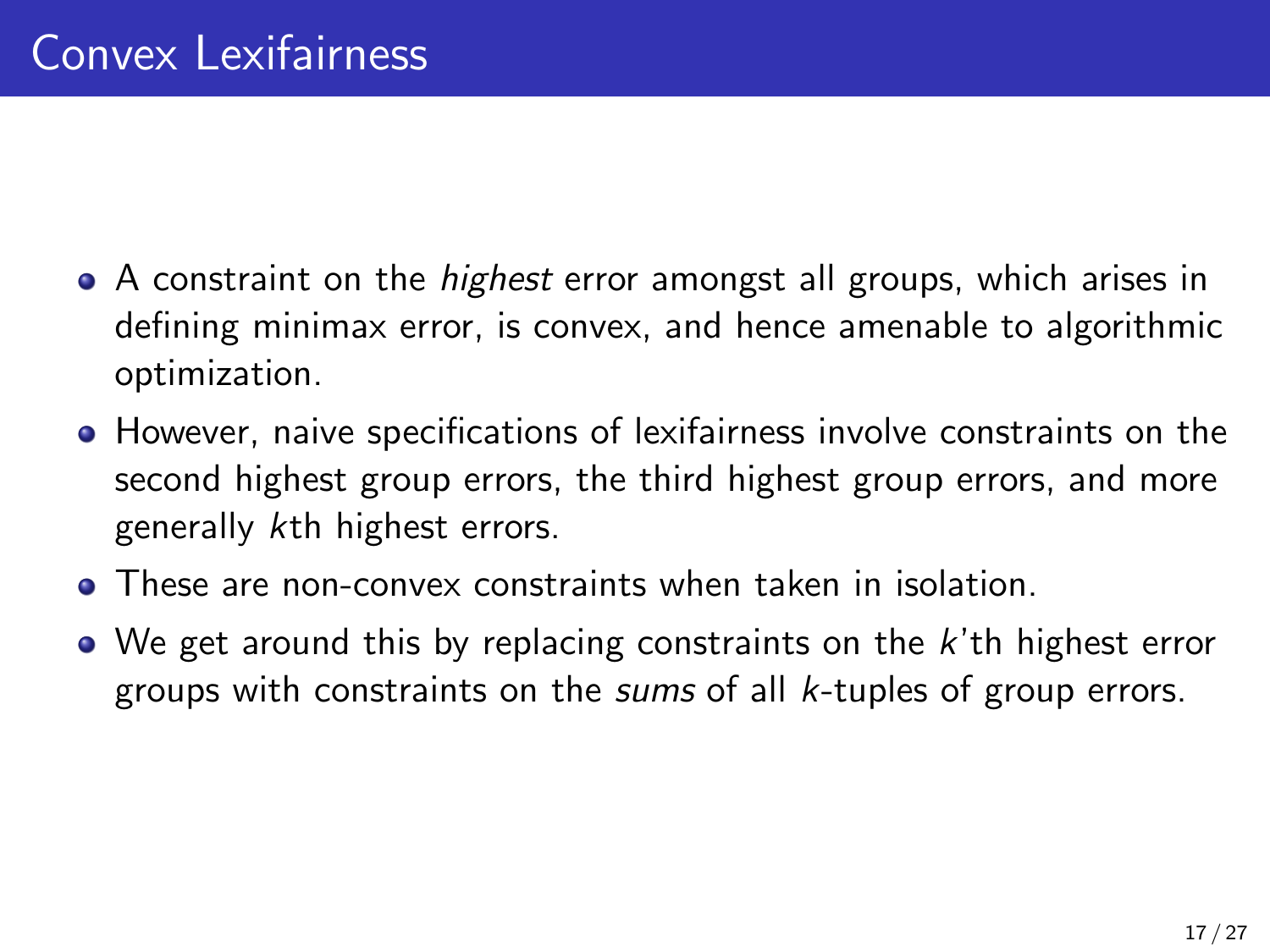# Convex Lexifairness

- A constraint on the *highest* error amongst all groups, which arises in defining minimax error, is convex, and hence amenable to algorithmic optimization.
- However, naive specifications of lexifairness involve constraints on the second highest group errors, the third highest group errors, and more generally $k$th highest errors.
- These are non-convex constraints when taken in isolation.
- We get around this by replacing constraints on the $k$'th highest error groups with constraints on the *sums* of all $k$-tuples of group errors.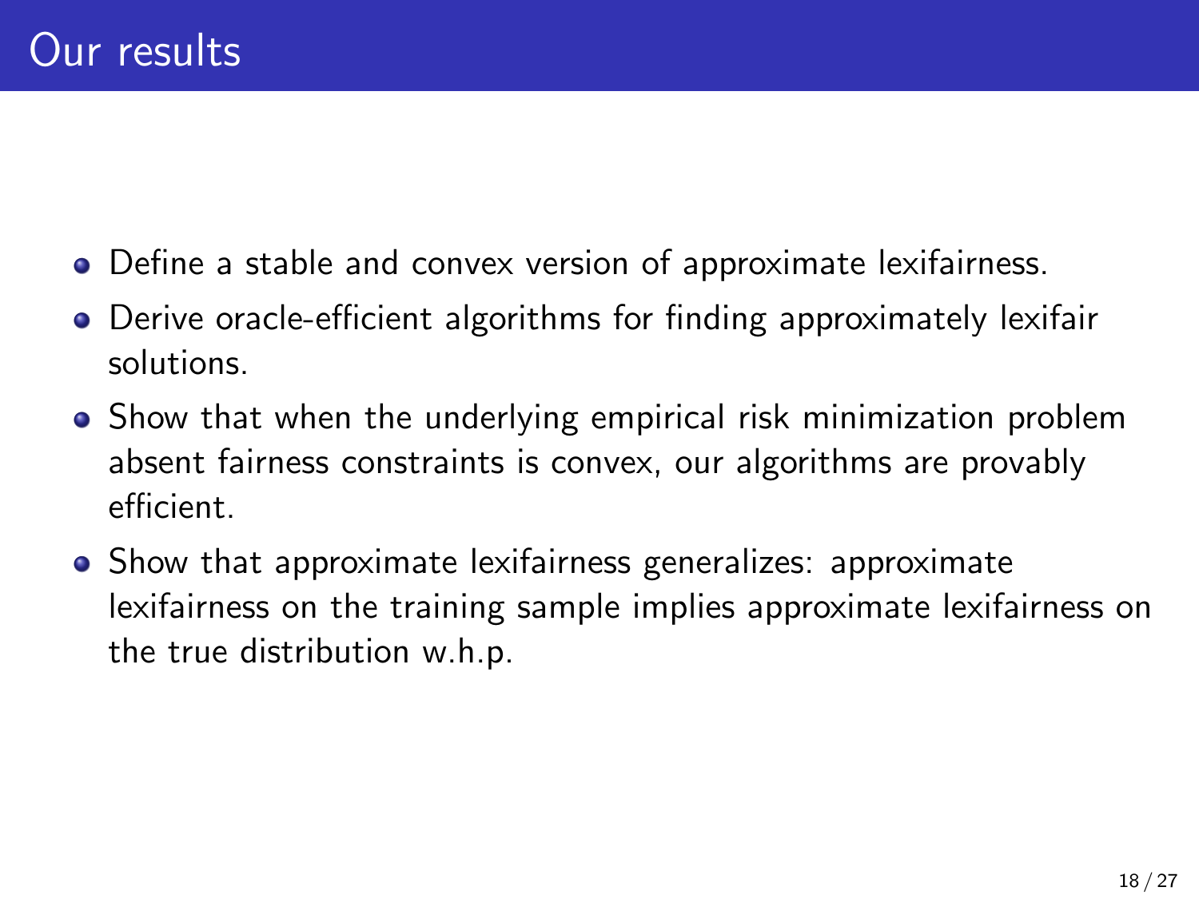# Our results

- Define a stable and convex version of approximate lexifairness.
- Derive oracle-efficient algorithms for finding approximately lexifair solutions.
- Show that when the underlying empirical risk minimization problem absent fairness constraints is convex, our algorithms are provably efficient.
- Show that approximate lexifairness generalizes: approximate lexifairness on the training sample implies approximate lexifairness on the true distribution w.h.p.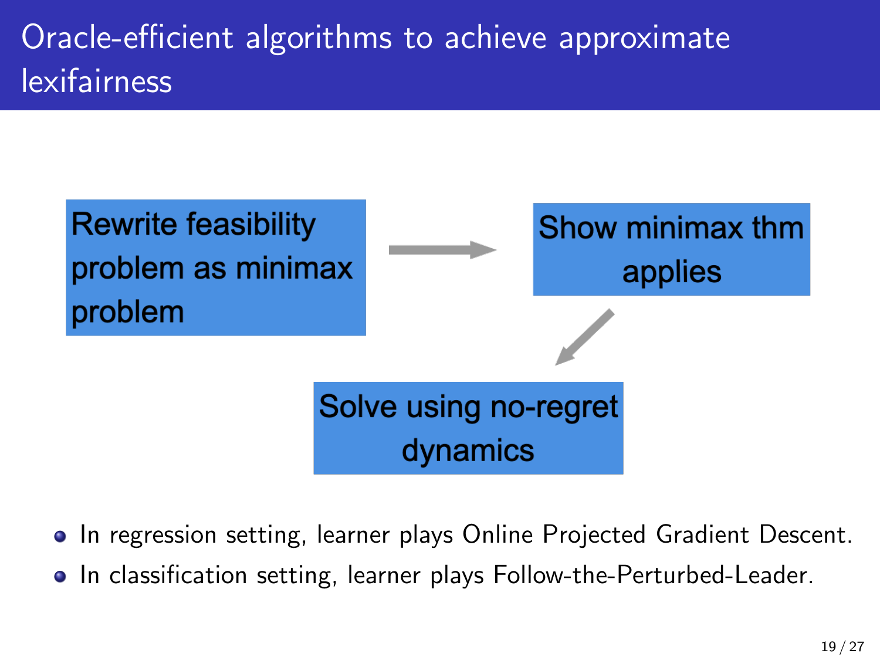# Oracle-efficient algorithms to achieve approximate lexifairness

Rewrite feasibility problem as minimax problem → Show minimax thm applies → Solve using no-regret dynamics

- In regression setting, learner plays Online Projected Gradient Descent.
- In classification setting, learner plays Follow-the-Perturbed-Leader.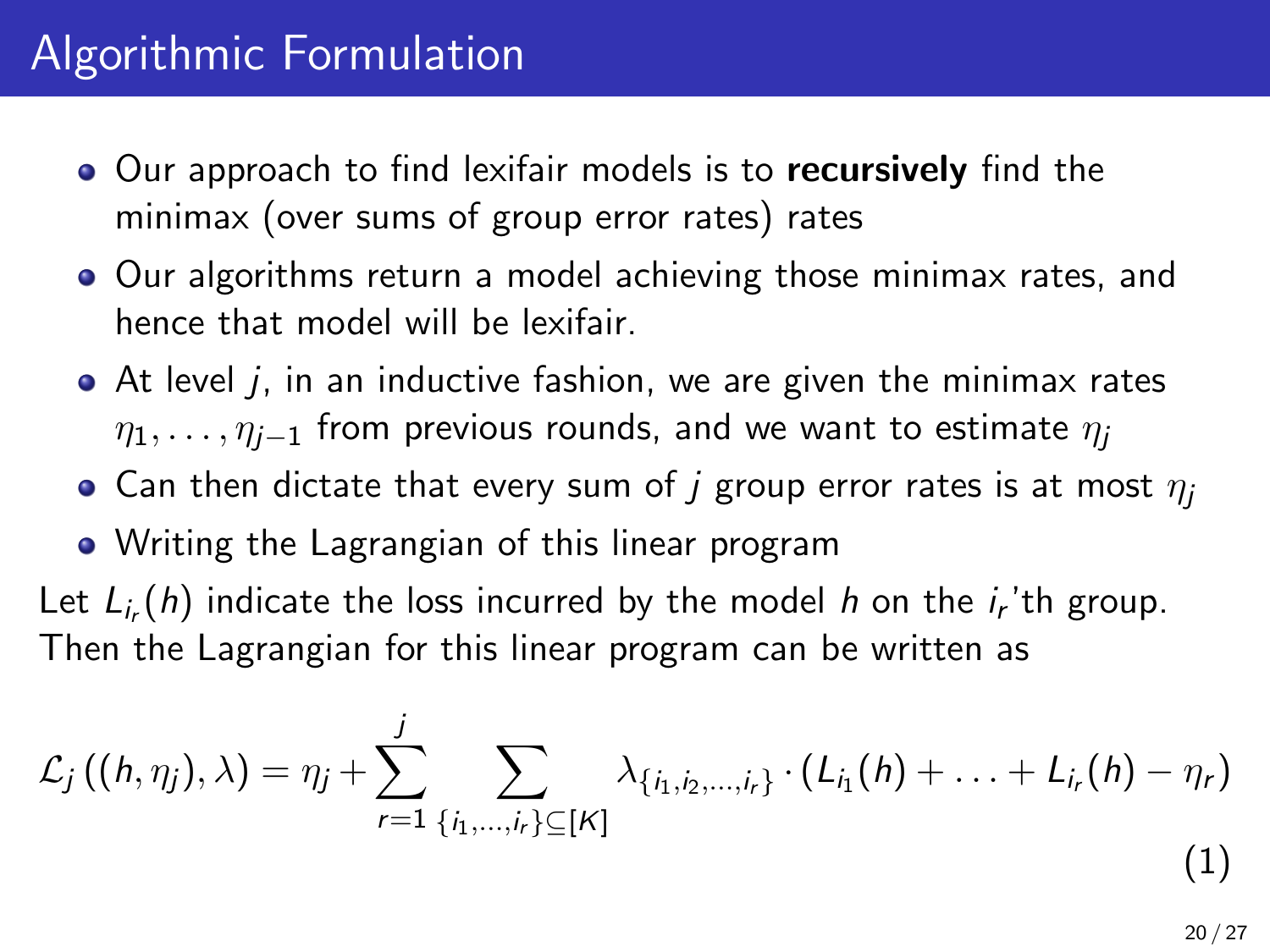# Algorithmic Formulation

- Our approach to find lexifair models is to **recursively** find the minimax (over sums of group error rates) rates
- Our algorithms return a model achieving those minimax rates, and hence that model will be lexifair.
- At level $j$, in an inductive fashion, we are given the minimax rates $\eta_1, \ldots, \eta_{j-1}$ from previous rounds, and we want to estimate $\eta_j$
- Can then dictate that every sum of $j$ group error rates is at most $\eta_j$
- Writing the Lagrangian of this linear program

Let $L_{i_r}(h)$ indicate the loss incurred by the model $h$ on the $i_r$'th group. Then the Lagrangian for this linear program can be written as

$$\mathcal{L}_j\left((h, \eta_j), \lambda\right) = \eta_j + \sum_{r=1}^{j} \sum_{\{i_1, \ldots, i_r\} \subseteq [K]} \lambda_{\{i_1, i_2, \ldots, i_r\}} \cdot \left(L_{i_1}(h) + \ldots + L_{i_r}(h) - \eta_r\right) \tag{1}$$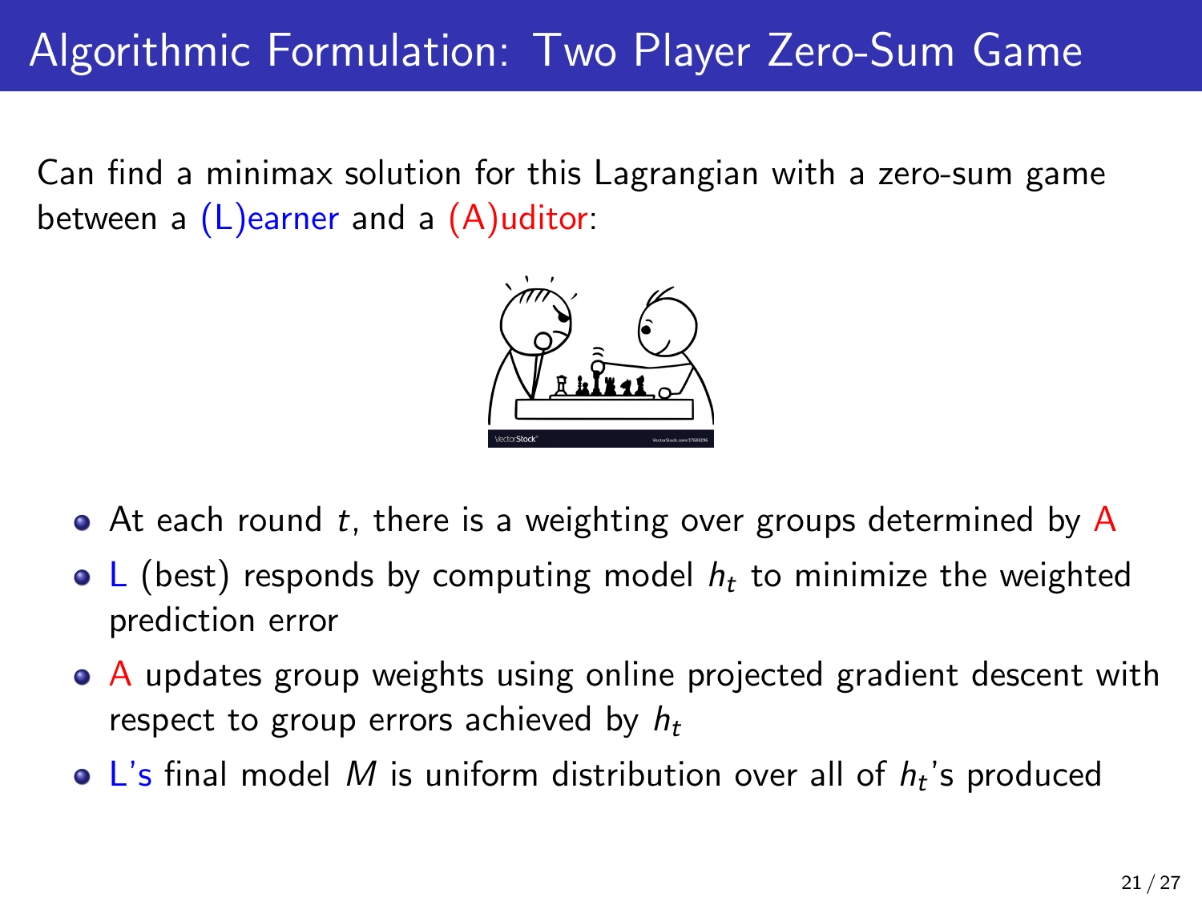# Algorithmic Formulation: Two Player Zero-Sum Game

Can find a minimax solution for this Lagrangian with a zero-sum game between a (L)earner and a (A)uditor:

- At each round $t$, there is a weighting over groups determined by A
- L (best) responds by computing model $h_t$ to minimize the weighted prediction error
- A updates group weights using online projected gradient descent with respect to group errors achieved by $h_t$
- L's final model $M$ is uniform distribution over all of $h_t$'s produced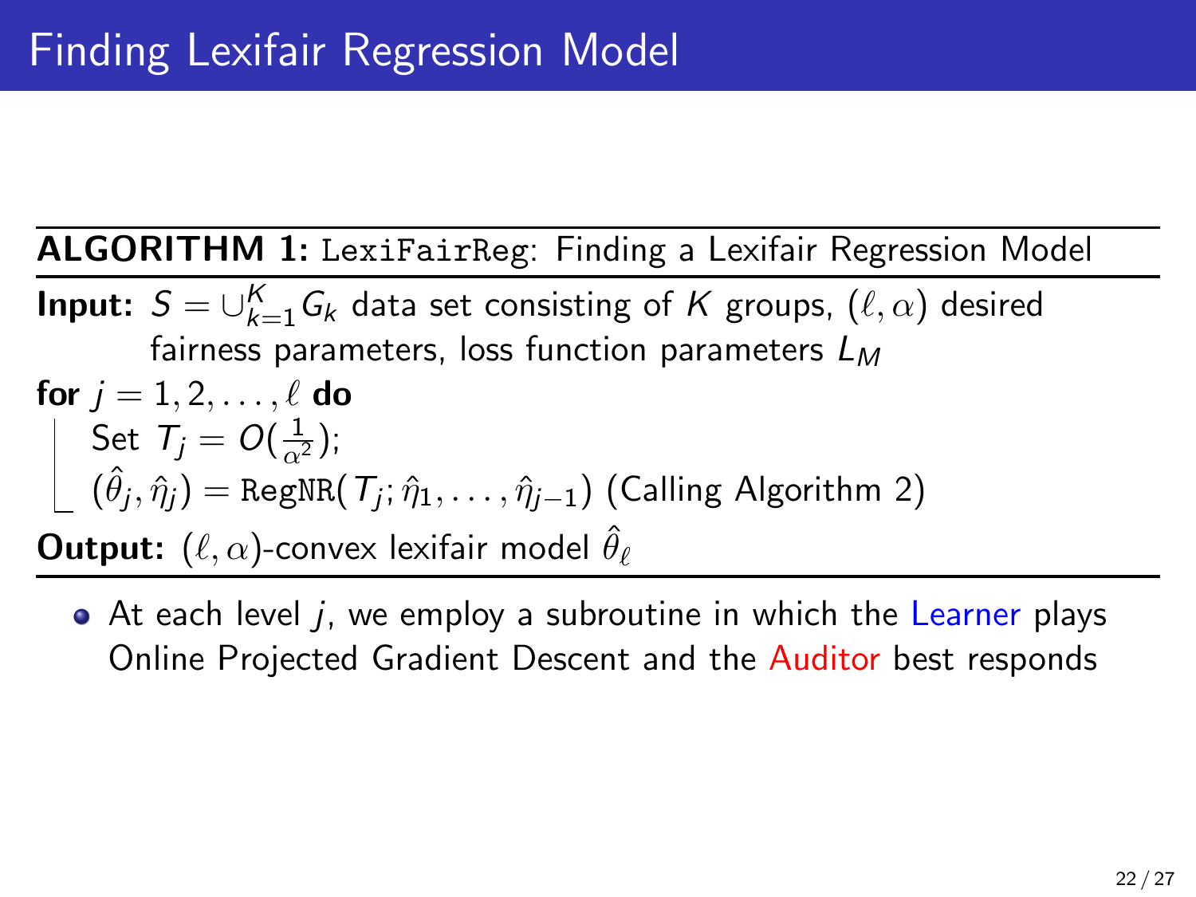# Finding Lexifair Regression Model

**ALGORITHM 1:** `LexiFairReg`: Finding a Lexifair Regression Model

**Input:** $S = \cup_{k=1}^{K} G_k$ data set consisting of $K$ groups, $(\ell, \alpha)$ desired fairness parameters, loss function parameters $L_M$

**for** $j = 1, 2, \ldots, \ell$ **do**

- Set $T_j = O(\frac{1}{\alpha^2})$;
- $(\hat{\theta}_j, \hat{\eta}_j) = \texttt{RegNR}(T_j; \hat{\eta}_1, \ldots, \hat{\eta}_{j-1})$ (Calling Algorithm 2)

**Output:** $(\ell, \alpha)$-convex lexifair model $\hat{\theta}_\ell$

- At each level $j$, we employ a subroutine in which the Learner plays Online Projected Gradient Descent and the Auditor best responds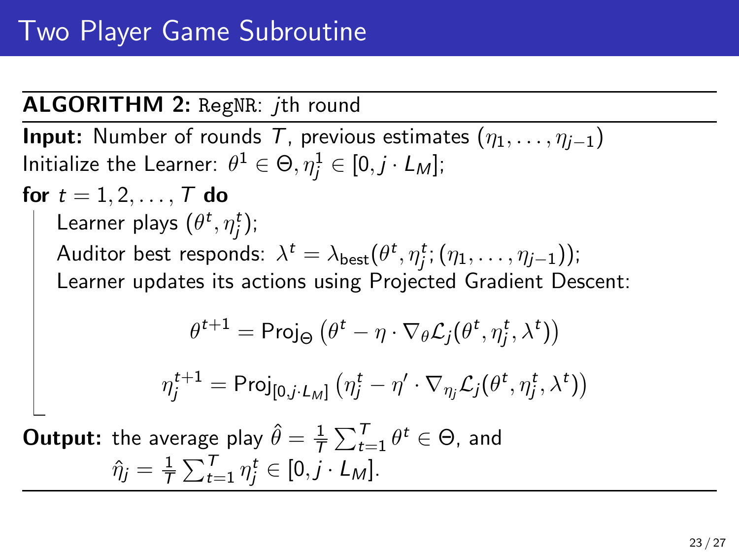# Two Player Game Subroutine

**ALGORITHM 2:** `RegNR`: $j$th round

**Input:** Number of rounds $T$, previous estimates $(\eta_1, \ldots, \eta_{j-1})$

Initialize the Learner: $\theta^1 \in \Theta, \eta_j^1 \in [0, j \cdot L_M]$;

**for** $t = 1, 2, \ldots, T$ **do**

- Learner plays $(\theta^t, \eta_j^t)$;
- Auditor best responds: $\lambda^t = \lambda_{\text{best}}(\theta^t, \eta_j^t; (\eta_1, \ldots, \eta_{j-1}))$;
- Learner updates its actions using Projected Gradient Descent:

$$\theta^{t+1} = \text{Proj}_{\Theta}\left(\theta^t - \eta \cdot \nabla_\theta \mathcal{L}_j(\theta^t, \eta_j^t, \lambda^t)\right)$$

$$\eta_j^{t+1} = \text{Proj}_{[0, j \cdot L_M]}\left(\eta_j^t - \eta' \cdot \nabla_{\eta_j} \mathcal{L}_j(\theta^t, \eta_j^t, \lambda^t)\right)$$

**Output:** the average play $\hat{\theta} = \frac{1}{T}\sum_{t=1}^{T} \theta^t \in \Theta$, and $\hat{\eta}_j = \frac{1}{T}\sum_{t=1}^{T} \eta_j^t \in [0, j \cdot L_M]$.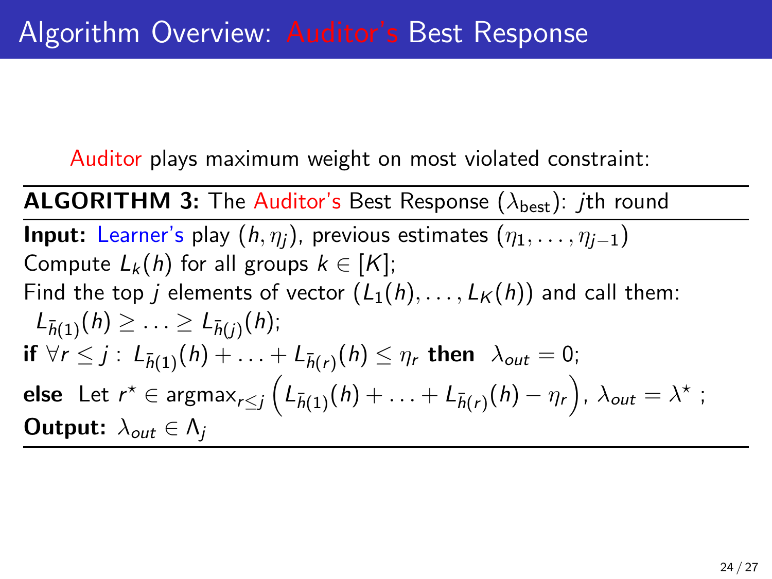# Algorithm Overview: Auditor's Best Response

Auditor plays maximum weight on most violated constraint:

---

**ALGORITHM 3:** The Auditor's Best Response ($\lambda_{\text{best}}$): $j$th round

---

**Input:** Learner's play $(h, \eta_j)$, previous estimates $(\eta_1, \ldots, \eta_{j-1})$

Compute $L_k(h)$ for all groups $k \in [K]$;

Find the top $j$ elements of vector $(L_1(h), \ldots, L_K(h))$ and call them: $L_{\bar{h}(1)}(h) \geq \ldots \geq L_{\bar{h}(j)}(h)$;

**if** $\forall r \leq j : \; L_{\bar{h}(1)}(h) + \ldots + L_{\bar{h}(r)}(h) \leq \eta_r$ **then** $\lambda_{out} = 0$;

**else** Let $r^\star \in \text{argmax}_{r \leq j} \left( L_{\bar{h}(1)}(h) + \ldots + L_{\bar{h}(r)}(h) - \eta_r \right)$, $\lambda_{out} = \lambda^\star$ ;

**Output:** $\lambda_{out} \in \Lambda_j$

---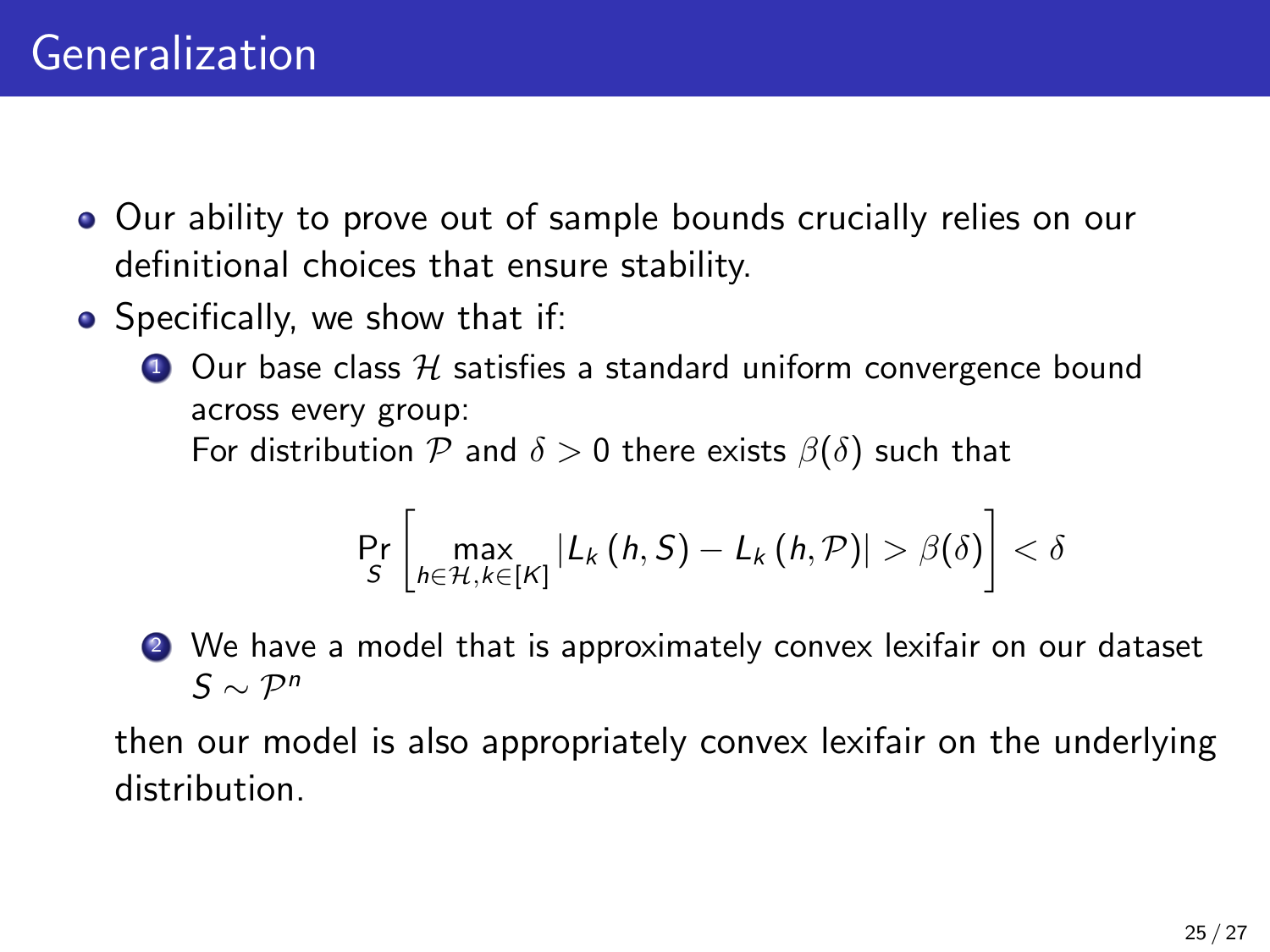# Generalization

- Our ability to prove out of sample bounds crucially relies on our definitional choices that ensure stability.
- Specifically, we show that if:
  1. Our base class $\mathcal{H}$ satisfies a standard uniform convergence bound across every group:
     For distribution $\mathcal{P}$ and $\delta > 0$ there exists $\beta(\delta)$ such that

     $$\Pr_S \left[ \max_{h \in \mathcal{H}, k \in [K]} \left| L_k(h, S) - L_k(h, \mathcal{P}) \right| > \beta(\delta) \right] < \delta$$

  2. We have a model that is approximately convex lexifair on our dataset $S \sim \mathcal{P}^n$

  then our model is also appropriately convex lexifair on the underlying distribution.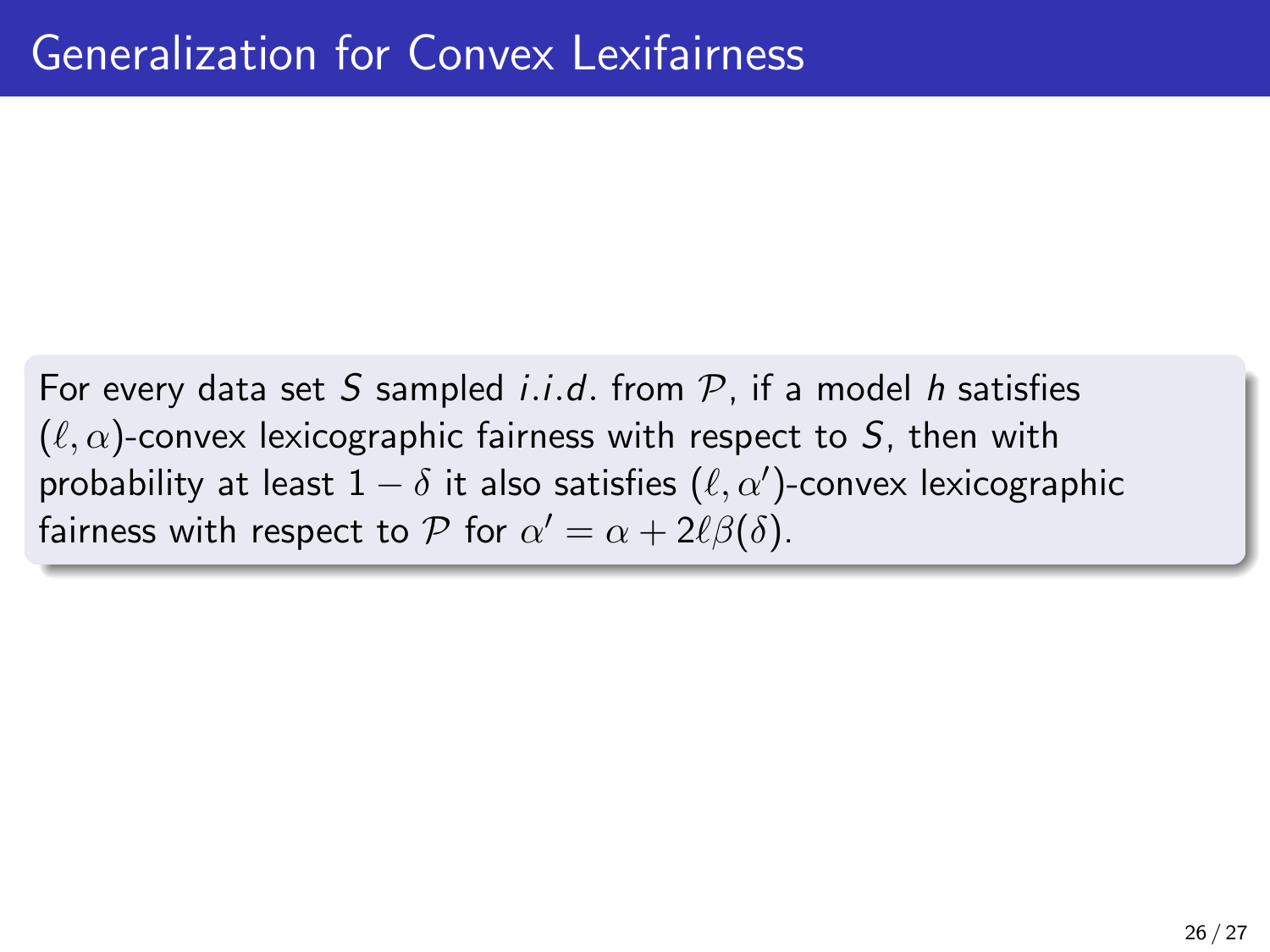# Generalization for Convex Lexifairness

For every data set $S$ sampled *i.i.d.* from $\mathcal{P}$, if a model $h$ satisfies $(\ell, \alpha)$-convex lexicographic fairness with respect to $S$, then with probability at least $1 - \delta$ it also satisfies $(\ell, \alpha')$-convex lexicographic fairness with respect to $\mathcal{P}$ for $\alpha' = \alpha + 2\ell\beta(\delta)$.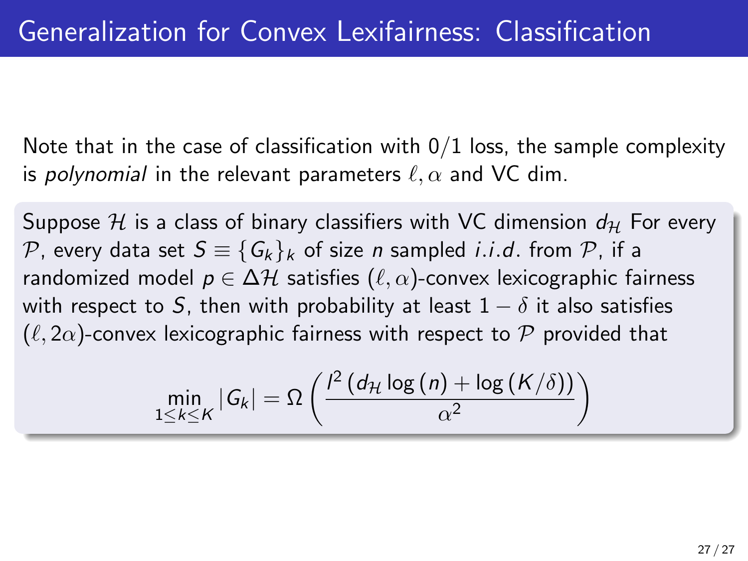# Generalization for Convex Lexifairness: Classification

Note that in the case of classification with 0/1 loss, the sample complexity is *polynomial* in the relevant parameters $\ell, \alpha$ and VC dim.

Suppose $\mathcal{H}$ is a class of binary classifiers with VC dimension $d_{\mathcal{H}}$ For every $\mathcal{P}$, every data set $S \equiv \{G_k\}_k$ of size $n$ sampled *i.i.d.* from $\mathcal{P}$, if a randomized model $p \in \Delta\mathcal{H}$ satisfies $(\ell, \alpha)$-convex lexicographic fairness with respect to $S$, then with probability at least $1 - \delta$ it also satisfies $(\ell, 2\alpha)$-convex lexicographic fairness with respect to $\mathcal{P}$ provided that

$$\min_{1 \leq k \leq K} |G_k| = \Omega\left(\frac{l^2 \left(d_{\mathcal{H}} \log(n) + \log(K/\delta)\right)}{\alpha^2}\right)$$